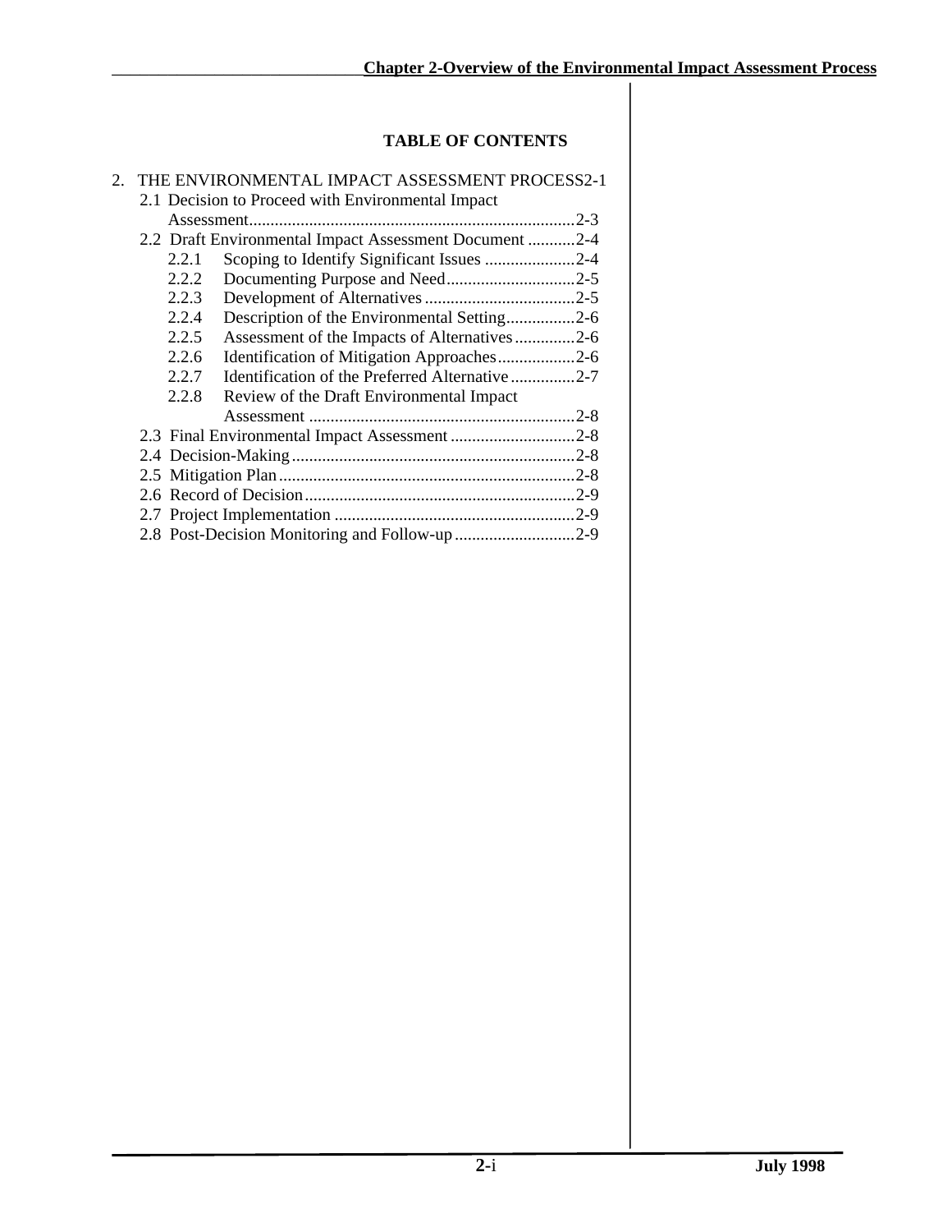## TABLE OF CONTENTS

2. THE ENVIRONMENTAL IMPACT ASSESSMENT PROCESS2-1
   - 2.1 Decision to Proceed with Environmental Impact Assessment.........................................................................2-3
   - 2.2 Draft Environmental Impact Assessment Document ...........2-4
     - 2.2.1 Scoping to Identify Significant Issues .....................2-4
     - 2.2.2 Documenting Purpose and Need..............................2-5
     - 2.2.3 Development of Alternatives ...................................2-5
     - 2.2.4 Description of the Environmental Setting................2-6
     - 2.2.5 Assessment of the Impacts of Alternatives..............2-6
     - 2.2.6 Identification of Mitigation Approaches..................2-6
     - 2.2.7 Identification of the Preferred Alternative...............2-7
     - 2.2.8 Review of the Draft Environmental Impact Assessment ..............................................................2-8
   - 2.3 Final Environmental Impact Assessment .............................2-8
   - 2.4 Decision-Making..................................................................2-8
   - 2.5 Mitigation Plan.....................................................................2-8
   - 2.6 Record of Decision...............................................................2-9
   - 2.7 Project Implementation ........................................................2-9
   - 2.8 Post-Decision Monitoring and Follow-up ............................2-9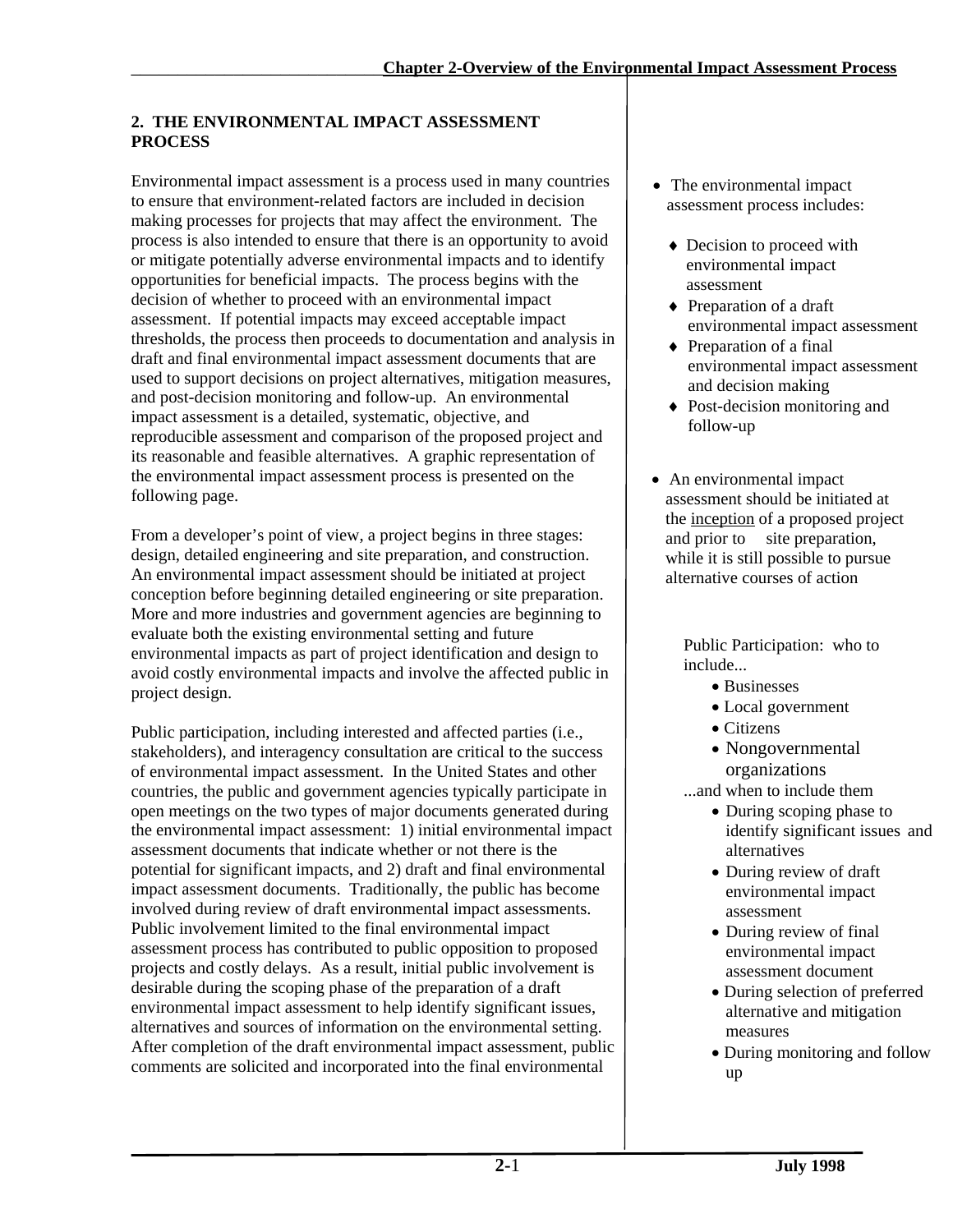## 2. THE ENVIRONMENTAL IMPACT ASSESSMENT PROCESS

Environmental impact assessment is a process used in many countries to ensure that environment-related factors are included in decision making processes for projects that may affect the environment. The process is also intended to ensure that there is an opportunity to avoid or mitigate potentially adverse environmental impacts and to identify opportunities for beneficial impacts. The process begins with the decision of whether to proceed with an environmental impact assessment. If potential impacts may exceed acceptable impact thresholds, the process then proceeds to documentation and analysis in draft and final environmental impact assessment documents that are used to support decisions on project alternatives, mitigation measures, and post-decision monitoring and follow-up. An environmental impact assessment is a detailed, systematic, objective, and reproducible assessment and comparison of the proposed project and its reasonable and feasible alternatives. A graphic representation of the environmental impact assessment process is presented on the following page.

- The environmental impact assessment process includes:
  - Decision to proceed with environmental impact assessment
  - Preparation of a draft environmental impact assessment
  - Preparation of a final environmental impact assessment and decision making
  - Post-decision monitoring and follow-up

From a developer's point of view, a project begins in three stages: design, detailed engineering and site preparation, and construction. An environmental impact assessment should be initiated at project conception before beginning detailed engineering or site preparation. More and more industries and government agencies are beginning to evaluate both the existing environmental setting and future environmental impacts as part of project identification and design to avoid costly environmental impacts and involve the affected public in project design.

- An environmental impact assessment should be initiated at the inception of a proposed project and prior to site preparation, while it is still possible to pursue alternative courses of action

Public participation, including interested and affected parties (i.e., stakeholders), and interagency consultation are critical to the success of environmental impact assessment. In the United States and other countries, the public and government agencies typically participate in open meetings on the two types of major documents generated during the environmental impact assessment: 1) initial environmental impact assessment documents that indicate whether or not there is the potential for significant impacts, and 2) draft and final environmental impact assessment documents. Traditionally, the public has become involved during review of draft environmental impact assessments. Public involvement limited to the final environmental impact assessment process has contributed to public opposition to proposed projects and costly delays. As a result, initial public involvement is desirable during the scoping phase of the preparation of a draft environmental impact assessment to help identify significant issues, alternatives and sources of information on the environmental setting. After completion of the draft environmental impact assessment, public comments are solicited and incorporated into the final environmental

Public Participation: who to include...

- Businesses
- Local government
- Citizens
- Nongovernmental organizations

...and when to include them

- During scoping phase to identify significant issues and alternatives
- During review of draft environmental impact assessment
- During review of final environmental impact assessment document
- During selection of preferred alternative and mitigation measures
- During monitoring and follow up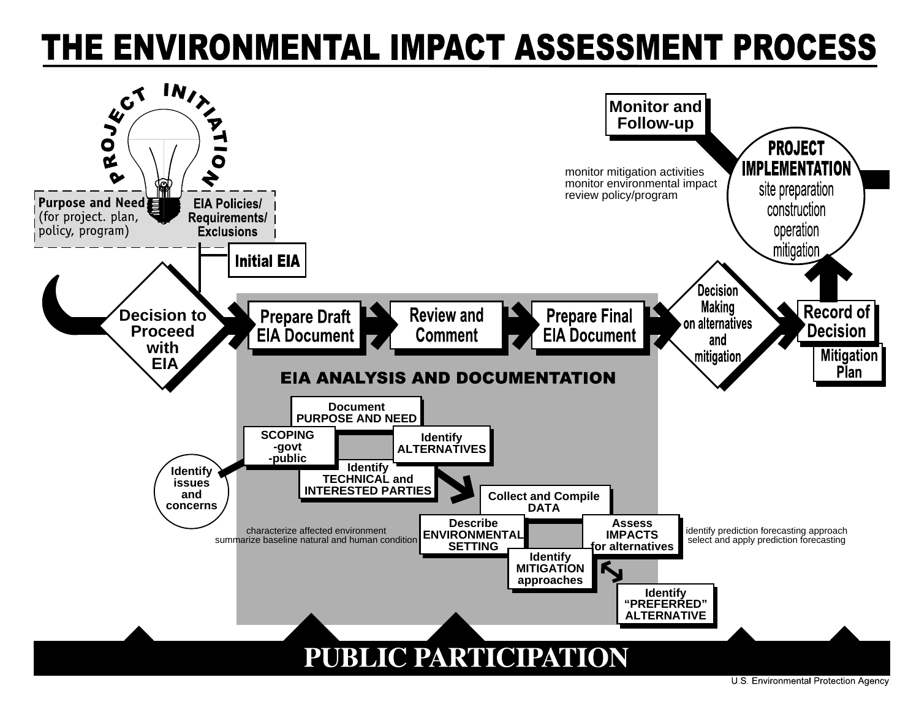# THE ENVIRONMENTAL IMPACT ASSESSMENT PROCESS

**PROJECT INITIATION**

**Purpose and Need** (for project. plan, policy, program)

**EIA Policies/ Requirements/ Exclusions**

**Initial EIA**

**Decision to Proceed with EIA**

**Prepare Draft EIA Document** → **Review and Comment** → **Prepare Final EIA Document**

**Decision Making on alternatives and mitigation**

**Record of Decision**

**Mitigation Plan**

**PROJECT IMPLEMENTATION**
site preparation
construction
operation
mitigation

**Monitor and Follow-up**

monitor mitigation activities
monitor environmental impact
review policy/program

## EIA ANALYSIS AND DOCUMENTATION

**Document PURPOSE AND NEED**

**SCOPING**
-govt
-public

**Identify ALTERNATIVES**

**Identify issues and concerns**

**Identify TECHNICAL and INTERESTED PARTIES**

**Collect and Compile DATA**

**Describe ENVIRONMENTAL SETTING**

characterize affected environment
summarize baseline natural and human condition

**Assess IMPACTS for alternatives**

identify prediction forecasting approach
select and apply prediction forecasting

**Identify MITIGATION approaches**

**Identify "PREFERRED" ALTERNATIVE**

## PUBLIC PARTICIPATION

U.S. Environmental Protection Agency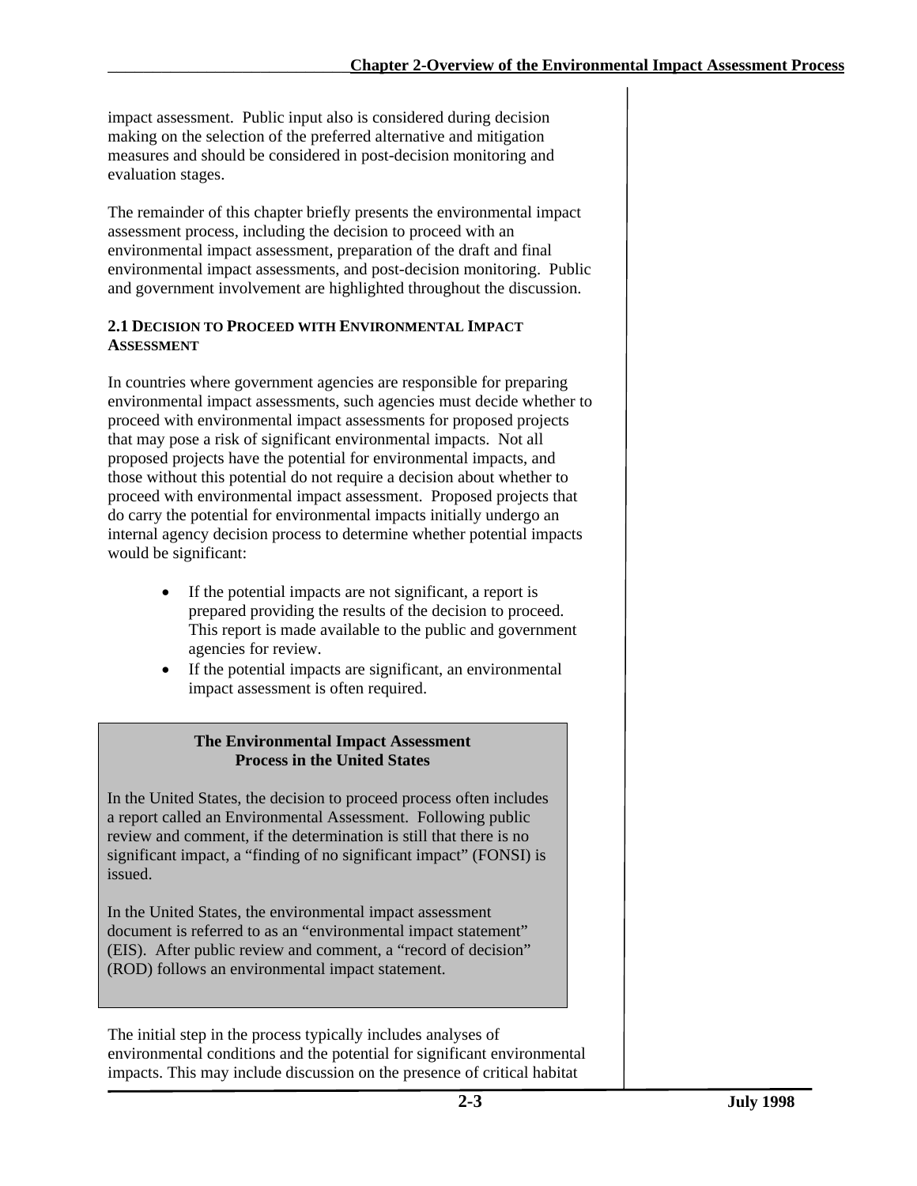impact assessment. Public input also is considered during decision making on the selection of the preferred alternative and mitigation measures and should be considered in post-decision monitoring and evaluation stages.

The remainder of this chapter briefly presents the environmental impact assessment process, including the decision to proceed with an environmental impact assessment, preparation of the draft and final environmental impact assessments, and post-decision monitoring. Public and government involvement are highlighted throughout the discussion.

## 2.1 Decision to Proceed with Environmental Impact Assessment

In countries where government agencies are responsible for preparing environmental impact assessments, such agencies must decide whether to proceed with environmental impact assessments for proposed projects that may pose a risk of significant environmental impacts. Not all proposed projects have the potential for environmental impacts, and those without this potential do not require a decision about whether to proceed with environmental impact assessment. Proposed projects that do carry the potential for environmental impacts initially undergo an internal agency decision process to determine whether potential impacts would be significant:

- If the potential impacts are not significant, a report is prepared providing the results of the decision to proceed. This report is made available to the public and government agencies for review.
- If the potential impacts are significant, an environmental impact assessment is often required.

> **The Environmental Impact Assessment Process in the United States**
>
> In the United States, the decision to proceed process often includes a report called an Environmental Assessment. Following public review and comment, if the determination is still that there is no significant impact, a "finding of no significant impact" (FONSI) is issued.
>
> In the United States, the environmental impact assessment document is referred to as an "environmental impact statement" (EIS). After public review and comment, a "record of decision" (ROD) follows an environmental impact statement.

The initial step in the process typically includes analyses of environmental conditions and the potential for significant environmental impacts. This may include discussion on the presence of critical habitat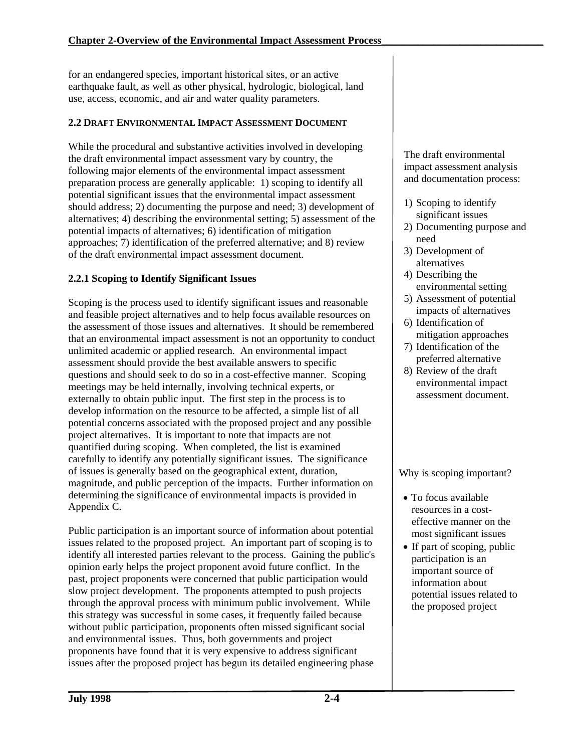for an endangered species, important historical sites, or an active earthquake fault, as well as other physical, hydrologic, biological, land use, access, economic, and air and water quality parameters.

## 2.2 DRAFT ENVIRONMENTAL IMPACT ASSESSMENT DOCUMENT

While the procedural and substantive activities involved in developing the draft environmental impact assessment vary by country, the following major elements of the environmental impact assessment preparation process are generally applicable: 1) scoping to identify all potential significant issues that the environmental impact assessment should address; 2) documenting the purpose and need; 3) development of alternatives; 4) describing the environmental setting; 5) assessment of the potential impacts of alternatives; 6) identification of mitigation approaches; 7) identification of the preferred alternative; and 8) review of the draft environmental impact assessment document.

The draft environmental impact assessment analysis and documentation process:

1) Scoping to identify significant issues
2) Documenting purpose and need
3) Development of alternatives
4) Describing the environmental setting
5) Assessment of potential impacts of alternatives
6) Identification of mitigation approaches
7) Identification of the preferred alternative
8) Review of the draft environmental impact assessment document.

### 2.2.1 Scoping to Identify Significant Issues

Scoping is the process used to identify significant issues and reasonable and feasible project alternatives and to help focus available resources on the assessment of those issues and alternatives. It should be remembered that an environmental impact assessment is not an opportunity to conduct unlimited academic or applied research. An environmental impact assessment should provide the best available answers to specific questions and should seek to do so in a cost-effective manner. Scoping meetings may be held internally, involving technical experts, or externally to obtain public input. The first step in the process is to develop information on the resource to be affected, a simple list of all potential concerns associated with the proposed project and any possible project alternatives. It is important to note that impacts are not quantified during scoping. When completed, the list is examined carefully to identify any potentially significant issues. The significance of issues is generally based on the geographical extent, duration, magnitude, and public perception of the impacts. Further information on determining the significance of environmental impacts is provided in Appendix C.

Why is scoping important?

- To focus available resources in a cost-effective manner on the most significant issues
- If part of scoping, public participation is an important source of information about potential issues related to the proposed project

Public participation is an important source of information about potential issues related to the proposed project. An important part of scoping is to identify all interested parties relevant to the process. Gaining the public's opinion early helps the project proponent avoid future conflict. In the past, project proponents were concerned that public participation would slow project development. The proponents attempted to push projects through the approval process with minimum public involvement. While this strategy was successful in some cases, it frequently failed because without public participation, proponents often missed significant social and environmental issues. Thus, both governments and project proponents have found that it is very expensive to address significant issues after the proposed project has begun its detailed engineering phase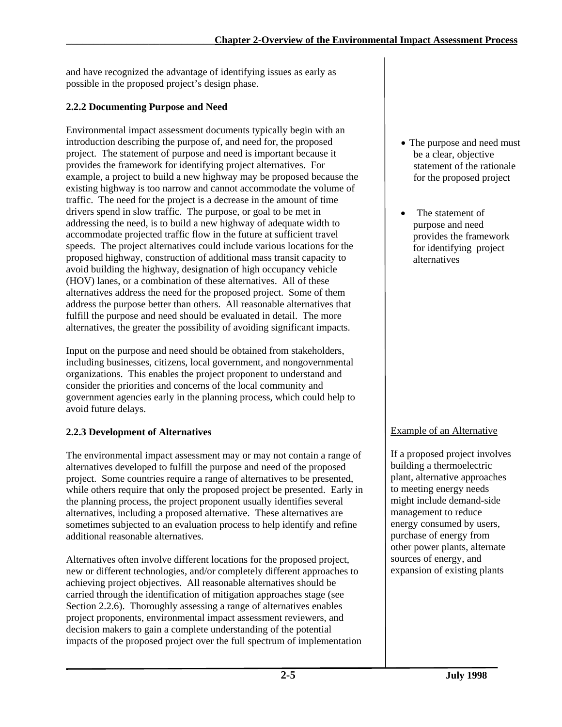and have recognized the advantage of identifying issues as early as possible in the proposed project's design phase.

### 2.2.2 Documenting Purpose and Need

Environmental impact assessment documents typically begin with an introduction describing the purpose of, and need for, the proposed project. The statement of purpose and need is important because it provides the framework for identifying project alternatives. For example, a project to build a new highway may be proposed because the existing highway is too narrow and cannot accommodate the volume of traffic. The need for the project is a decrease in the amount of time drivers spend in slow traffic. The purpose, or goal to be met in addressing the need, is to build a new highway of adequate width to accommodate projected traffic flow in the future at sufficient travel speeds. The project alternatives could include various locations for the proposed highway, construction of additional mass transit capacity to avoid building the highway, designation of high occupancy vehicle (HOV) lanes, or a combination of these alternatives. All of these alternatives address the need for the proposed project. Some of them address the purpose better than others. All reasonable alternatives that fulfill the purpose and need should be evaluated in detail. The more alternatives, the greater the possibility of avoiding significant impacts.

- The purpose and need must be a clear, objective statement of the rationale for the proposed project
- The statement of purpose and need provides the framework for identifying project alternatives

Input on the purpose and need should be obtained from stakeholders, including businesses, citizens, local government, and nongovernmental organizations. This enables the project proponent to understand and consider the priorities and concerns of the local community and government agencies early in the planning process, which could help to avoid future delays.

### 2.2.3 Development of Alternatives

The environmental impact assessment may or may not contain a range of alternatives developed to fulfill the purpose and need of the proposed project. Some countries require a range of alternatives to be presented, while others require that only the proposed project be presented. Early in the planning process, the project proponent usually identifies several alternatives, including a proposed alternative. These alternatives are sometimes subjected to an evaluation process to help identify and refine additional reasonable alternatives.

<u>Example of an Alternative</u>

If a proposed project involves building a thermoelectric plant, alternative approaches to meeting energy needs might include demand-side management to reduce energy consumed by users, purchase of energy from other power plants, alternate sources of energy, and expansion of existing plants

Alternatives often involve different locations for the proposed project, new or different technologies, and/or completely different approaches to achieving project objectives. All reasonable alternatives should be carried through the identification of mitigation approaches stage (see Section 2.2.6). Thoroughly assessing a range of alternatives enables project proponents, environmental impact assessment reviewers, and decision makers to gain a complete understanding of the potential impacts of the proposed project over the full spectrum of implementation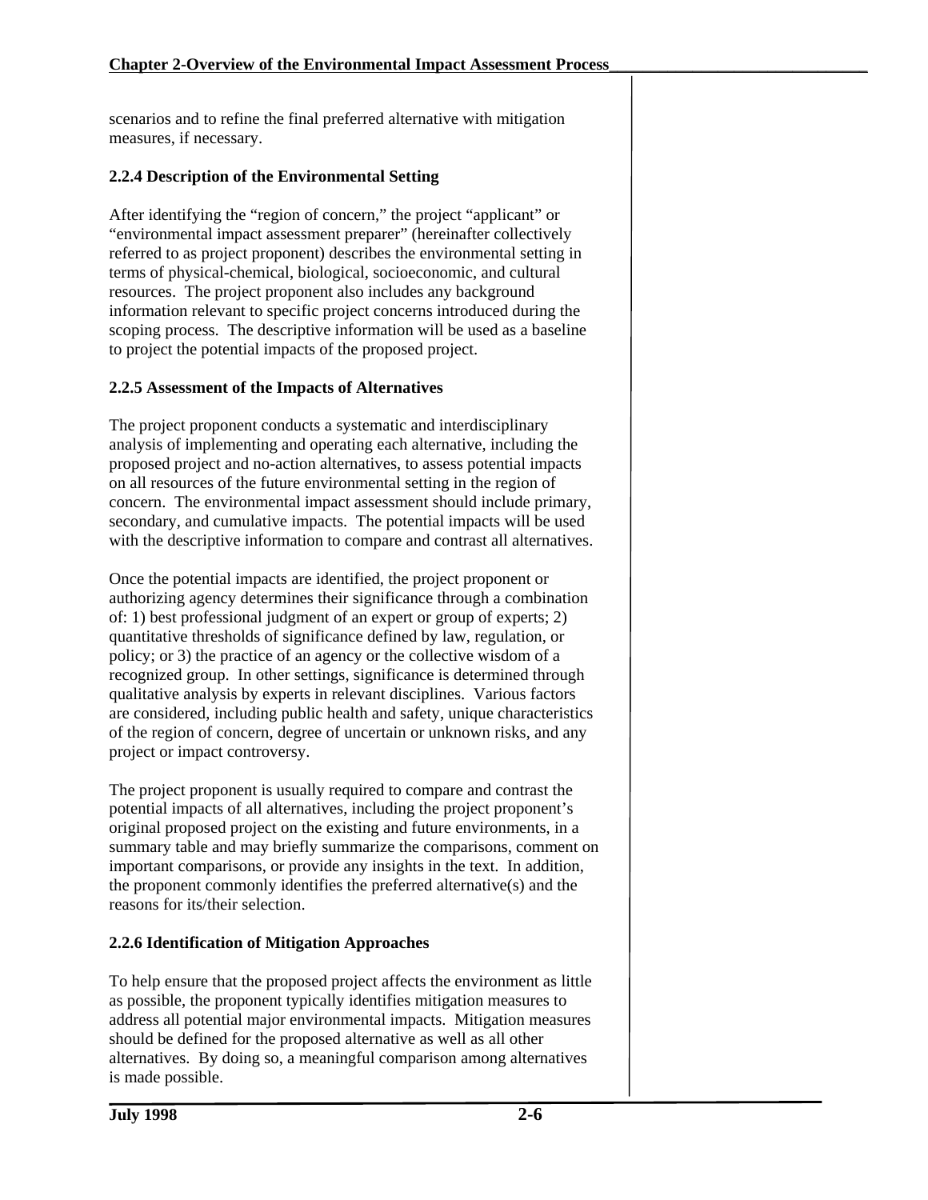scenarios and to refine the final preferred alternative with mitigation measures, if necessary.

### 2.2.4 Description of the Environmental Setting

After identifying the "region of concern," the project "applicant" or "environmental impact assessment preparer" (hereinafter collectively referred to as project proponent) describes the environmental setting in terms of physical-chemical, biological, socioeconomic, and cultural resources. The project proponent also includes any background information relevant to specific project concerns introduced during the scoping process. The descriptive information will be used as a baseline to project the potential impacts of the proposed project.

### 2.2.5 Assessment of the Impacts of Alternatives

The project proponent conducts a systematic and interdisciplinary analysis of implementing and operating each alternative, including the proposed project and no-action alternatives, to assess potential impacts on all resources of the future environmental setting in the region of concern. The environmental impact assessment should include primary, secondary, and cumulative impacts. The potential impacts will be used with the descriptive information to compare and contrast all alternatives.

Once the potential impacts are identified, the project proponent or authorizing agency determines their significance through a combination of: 1) best professional judgment of an expert or group of experts; 2) quantitative thresholds of significance defined by law, regulation, or policy; or 3) the practice of an agency or the collective wisdom of a recognized group. In other settings, significance is determined through qualitative analysis by experts in relevant disciplines. Various factors are considered, including public health and safety, unique characteristics of the region of concern, degree of uncertain or unknown risks, and any project or impact controversy.

The project proponent is usually required to compare and contrast the potential impacts of all alternatives, including the project proponent's original proposed project on the existing and future environments, in a summary table and may briefly summarize the comparisons, comment on important comparisons, or provide any insights in the text. In addition, the proponent commonly identifies the preferred alternative(s) and the reasons for its/their selection.

### 2.2.6 Identification of Mitigation Approaches

To help ensure that the proposed project affects the environment as little as possible, the proponent typically identifies mitigation measures to address all potential major environmental impacts. Mitigation measures should be defined for the proposed alternative as well as all other alternatives. By doing so, a meaningful comparison among alternatives is made possible.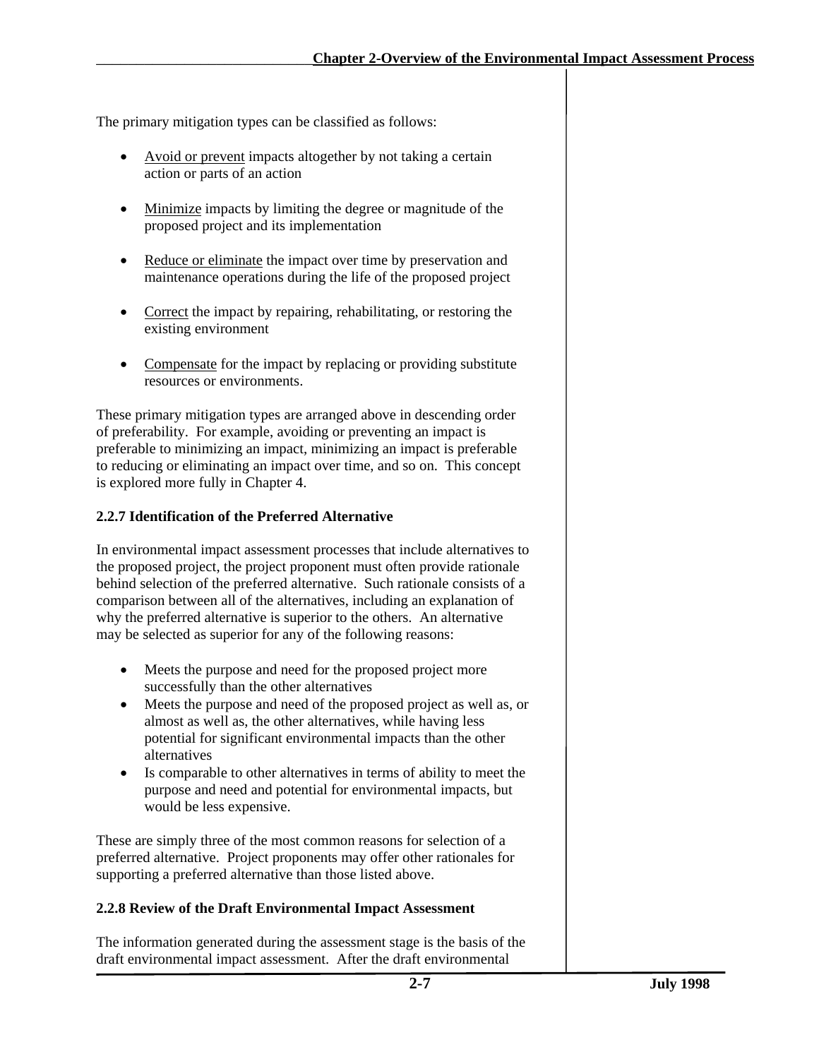The primary mitigation types can be classified as follows:

- Avoid or prevent impacts altogether by not taking a certain action or parts of an action
- Minimize impacts by limiting the degree or magnitude of the proposed project and its implementation
- Reduce or eliminate the impact over time by preservation and maintenance operations during the life of the proposed project
- Correct the impact by repairing, rehabilitating, or restoring the existing environment
- Compensate for the impact by replacing or providing substitute resources or environments.

These primary mitigation types are arranged above in descending order of preferability. For example, avoiding or preventing an impact is preferable to minimizing an impact, minimizing an impact is preferable to reducing or eliminating an impact over time, and so on. This concept is explored more fully in Chapter 4.

### 2.2.7 Identification of the Preferred Alternative

In environmental impact assessment processes that include alternatives to the proposed project, the project proponent must often provide rationale behind selection of the preferred alternative. Such rationale consists of a comparison between all of the alternatives, including an explanation of why the preferred alternative is superior to the others. An alternative may be selected as superior for any of the following reasons:

- Meets the purpose and need for the proposed project more successfully than the other alternatives
- Meets the purpose and need of the proposed project as well as, or almost as well as, the other alternatives, while having less potential for significant environmental impacts than the other alternatives
- Is comparable to other alternatives in terms of ability to meet the purpose and need and potential for environmental impacts, but would be less expensive.

These are simply three of the most common reasons for selection of a preferred alternative. Project proponents may offer other rationales for supporting a preferred alternative than those listed above.

### 2.2.8 Review of the Draft Environmental Impact Assessment

The information generated during the assessment stage is the basis of the draft environmental impact assessment. After the draft environmental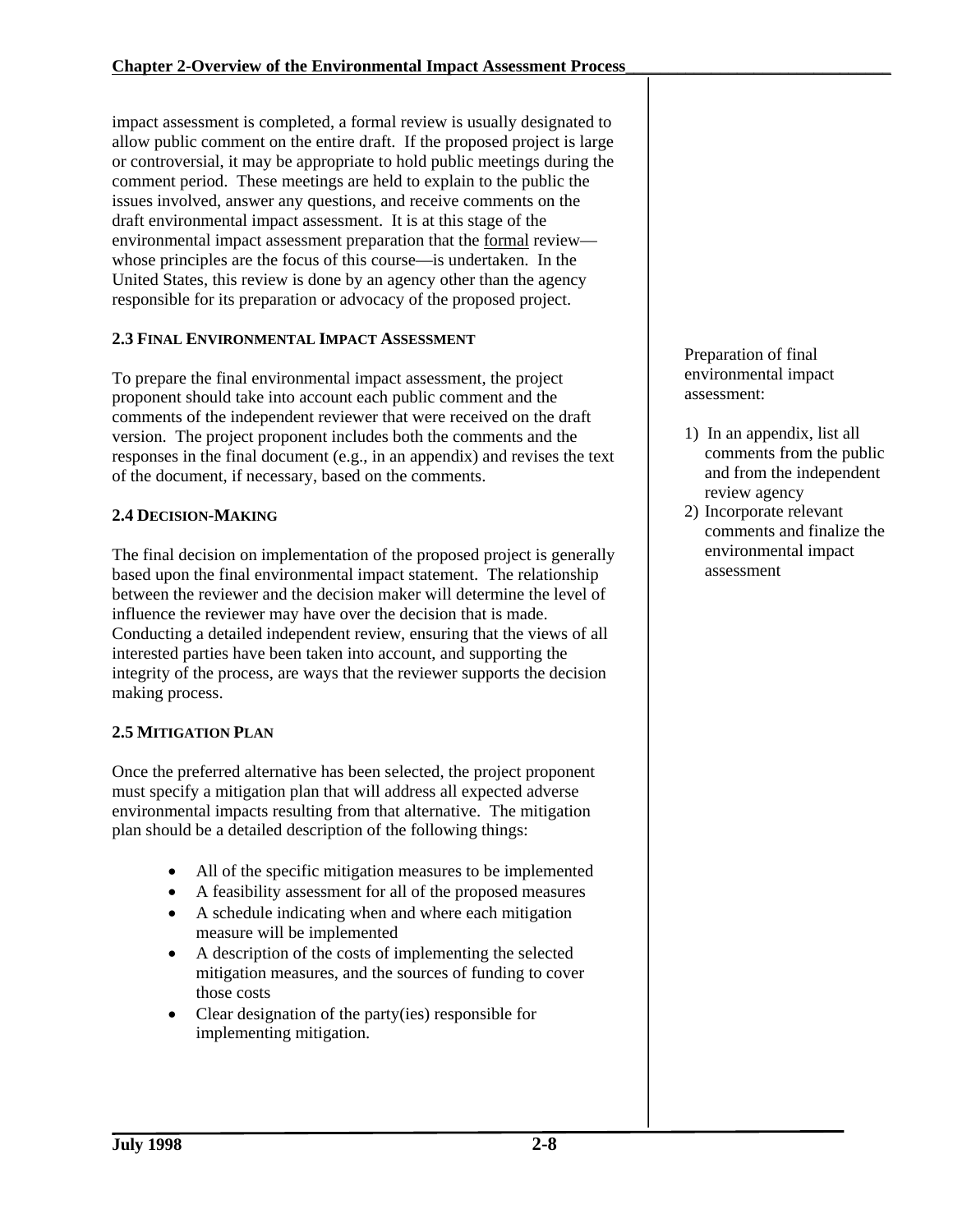impact assessment is completed, a formal review is usually designated to allow public comment on the entire draft. If the proposed project is large or controversial, it may be appropriate to hold public meetings during the comment period. These meetings are held to explain to the public the issues involved, answer any questions, and receive comments on the draft environmental impact assessment. It is at this stage of the environmental impact assessment preparation that the formal review—whose principles are the focus of this course—is undertaken. In the United States, this review is done by an agency other than the agency responsible for its preparation or advocacy of the proposed project.

### 2.3 FINAL ENVIRONMENTAL IMPACT ASSESSMENT

To prepare the final environmental impact assessment, the project proponent should take into account each public comment and the comments of the independent reviewer that were received on the draft version. The project proponent includes both the comments and the responses in the final document (e.g., in an appendix) and revises the text of the document, if necessary, based on the comments.

Preparation of final environmental impact assessment:

1) In an appendix, list all comments from the public and from the independent review agency
2) Incorporate relevant comments and finalize the environmental impact assessment

### 2.4 DECISION-MAKING

The final decision on implementation of the proposed project is generally based upon the final environmental impact statement. The relationship between the reviewer and the decision maker will determine the level of influence the reviewer may have over the decision that is made. Conducting a detailed independent review, ensuring that the views of all interested parties have been taken into account, and supporting the integrity of the process, are ways that the reviewer supports the decision making process.

### 2.5 MITIGATION PLAN

Once the preferred alternative has been selected, the project proponent must specify a mitigation plan that will address all expected adverse environmental impacts resulting from that alternative. The mitigation plan should be a detailed description of the following things:

- All of the specific mitigation measures to be implemented
- A feasibility assessment for all of the proposed measures
- A schedule indicating when and where each mitigation measure will be implemented
- A description of the costs of implementing the selected mitigation measures, and the sources of funding to cover those costs
- Clear designation of the party(ies) responsible for implementing mitigation.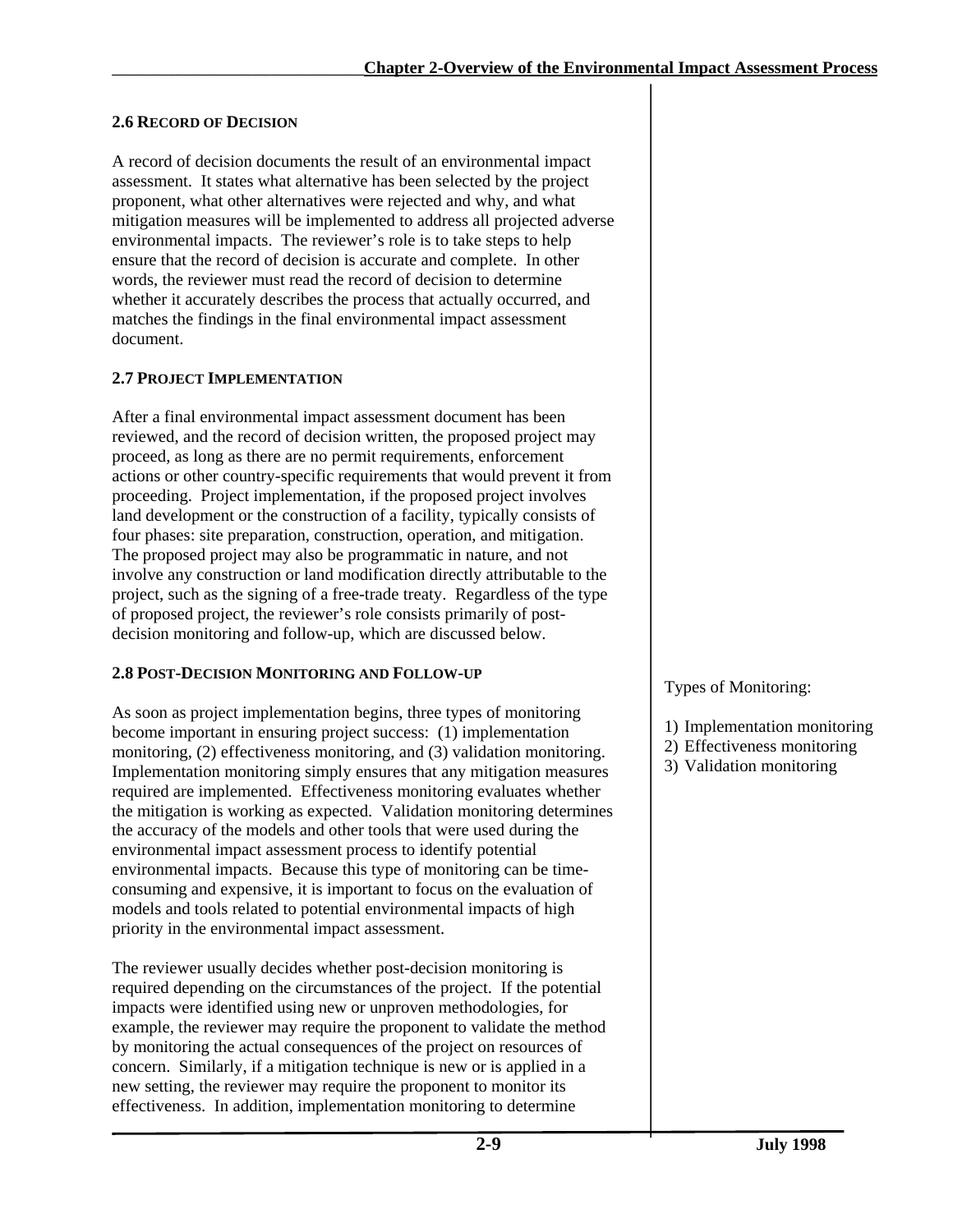## 2.6 RECORD OF DECISION

A record of decision documents the result of an environmental impact assessment. It states what alternative has been selected by the project proponent, what other alternatives were rejected and why, and what mitigation measures will be implemented to address all projected adverse environmental impacts. The reviewer's role is to take steps to help ensure that the record of decision is accurate and complete. In other words, the reviewer must read the record of decision to determine whether it accurately describes the process that actually occurred, and matches the findings in the final environmental impact assessment document.

## 2.7 PROJECT IMPLEMENTATION

After a final environmental impact assessment document has been reviewed, and the record of decision written, the proposed project may proceed, as long as there are no permit requirements, enforcement actions or other country-specific requirements that would prevent it from proceeding. Project implementation, if the proposed project involves land development or the construction of a facility, typically consists of four phases: site preparation, construction, operation, and mitigation. The proposed project may also be programmatic in nature, and not involve any construction or land modification directly attributable to the project, such as the signing of a free-trade treaty. Regardless of the type of proposed project, the reviewer's role consists primarily of post-decision monitoring and follow-up, which are discussed below.

## 2.8 POST-DECISION MONITORING AND FOLLOW-UP

Types of Monitoring:

1) Implementation monitoring
2) Effectiveness monitoring
3) Validation monitoring

As soon as project implementation begins, three types of monitoring become important in ensuring project success: (1) implementation monitoring, (2) effectiveness monitoring, and (3) validation monitoring. Implementation monitoring simply ensures that any mitigation measures required are implemented. Effectiveness monitoring evaluates whether the mitigation is working as expected. Validation monitoring determines the accuracy of the models and other tools that were used during the environmental impact assessment process to identify potential environmental impacts. Because this type of monitoring can be time-consuming and expensive, it is important to focus on the evaluation of models and tools related to potential environmental impacts of high priority in the environmental impact assessment.

The reviewer usually decides whether post-decision monitoring is required depending on the circumstances of the project. If the potential impacts were identified using new or unproven methodologies, for example, the reviewer may require the proponent to validate the method by monitoring the actual consequences of the project on resources of concern. Similarly, if a mitigation technique is new or is applied in a new setting, the reviewer may require the proponent to monitor its effectiveness. In addition, implementation monitoring to determine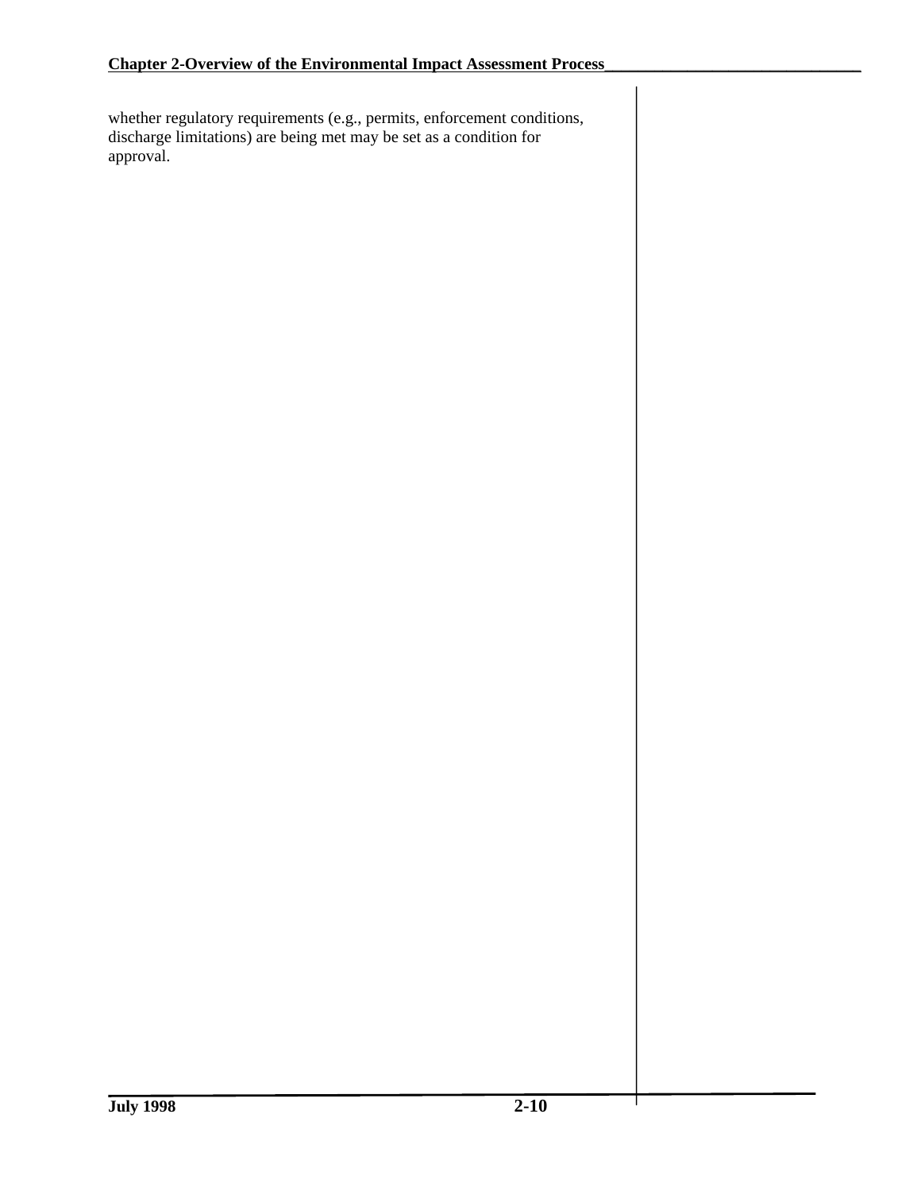whether regulatory requirements (e.g., permits, enforcement conditions, discharge limitations) are being met may be set as a condition for approval.